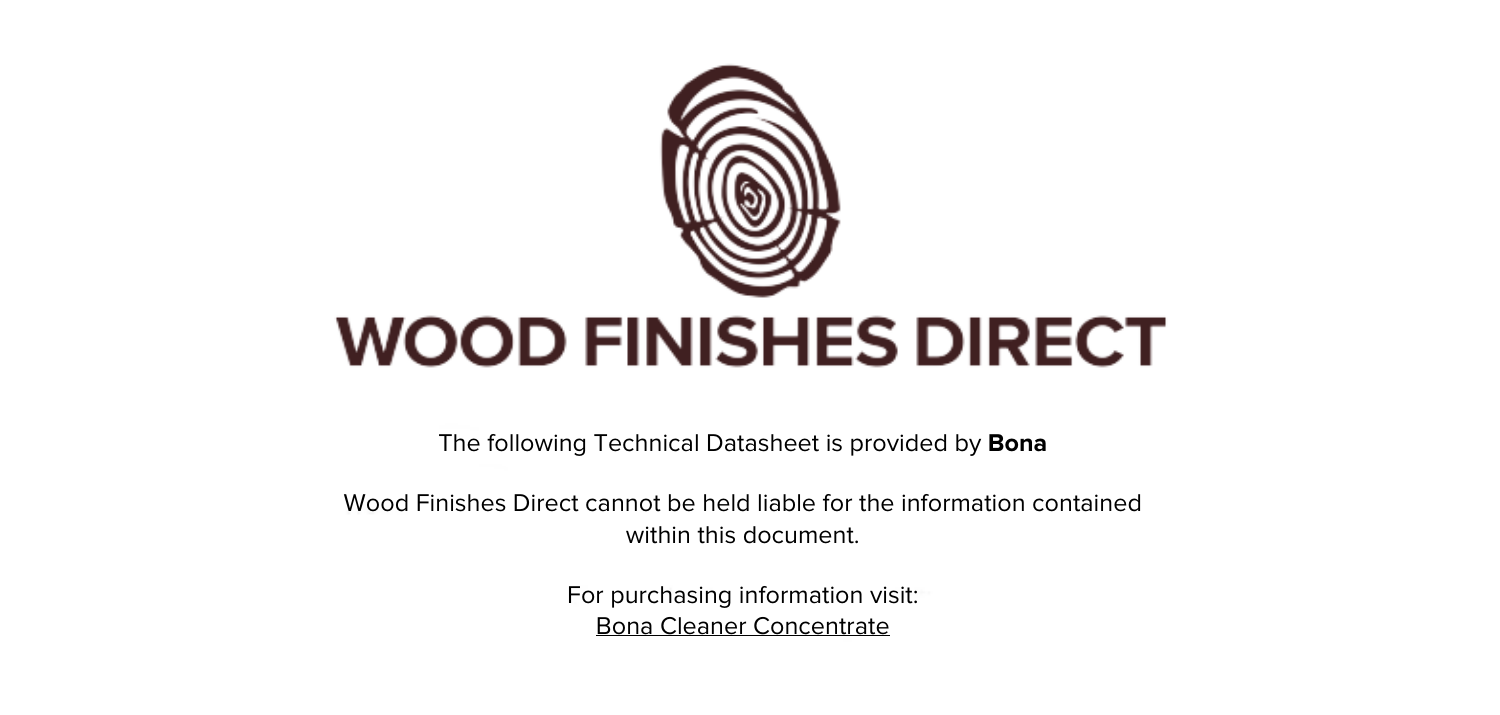# WOOD FINISHES DIRECT

The following Technical Datasheet is provided by **Bona**

Wood Finishes Direct cannot be held liable for the information contained within this document.

For purchasing information visit:
Bona Cleaner Concentrate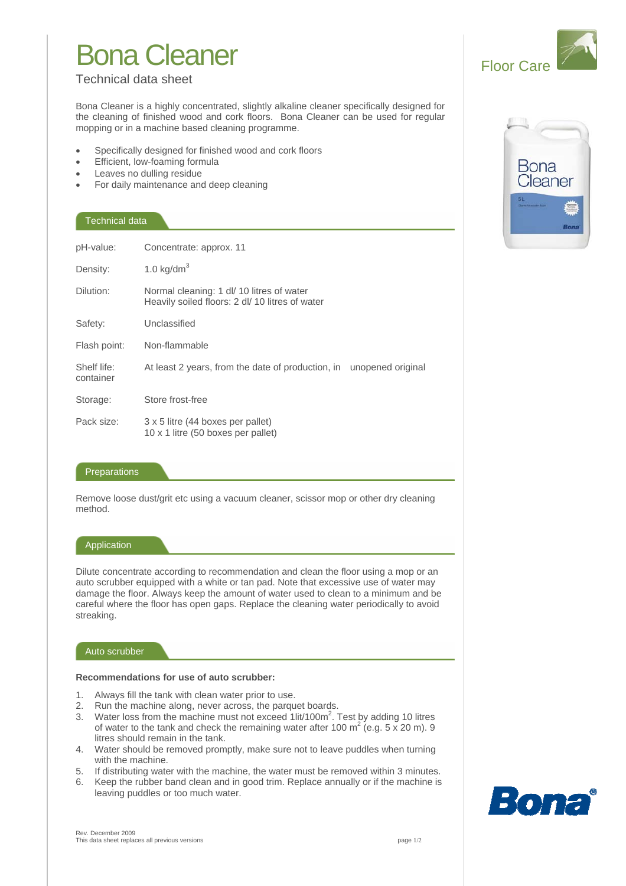# Bona Cleaner

Technical data sheet

Floor Care

Bona Cleaner is a highly concentrated, slightly alkaline cleaner specifically designed for the cleaning of finished wood and cork floors. Bona Cleaner can be used for regular mopping or in a machine based cleaning programme.

- Specifically designed for finished wood and cork floors
- Efficient, low-foaming formula
- Leaves no dulling residue
- For daily maintenance and deep cleaning

## Technical data

| | |
|---|---|
| pH-value: | Concentrate: approx. 11 |
| Density: | 1.0 kg/dm$^3$ |
| Dilution: | Normal cleaning: 1 dl/ 10 litres of water<br>Heavily soiled floors: 2 dl/ 10 litres of water |
| Safety: | Unclassified |
| Flash point: | Non-flammable |
| Shelf life: | At least 2 years, from the date of production, in unopened original container |
| Storage: | Store frost-free |
| Pack size: | 3 x 5 litre (44 boxes per pallet)<br>10 x 1 litre (50 boxes per pallet) |

## Preparations

Remove loose dust/grit etc using a vacuum cleaner, scissor mop or other dry cleaning method.

## Application

Dilute concentrate according to recommendation and clean the floor using a mop or an auto scrubber equipped with a white or tan pad. Note that excessive use of water may damage the floor. Always keep the amount of water used to clean to a minimum and be careful where the floor has open gaps. Replace the cleaning water periodically to avoid streaking.

## Auto scrubber

**Recommendations for use of auto scrubber:**

1. Always fill the tank with clean water prior to use.
2. Run the machine along, never across, the parquet boards.
3. Water loss from the machine must not exceed 1lit/100m$^2$. Test by adding 10 litres of water to the tank and check the remaining water after 100 m$^2$ (e.g. 5 x 20 m). 9 litres should remain in the tank.
4. Water should be removed promptly, make sure not to leave puddles when turning with the machine.
5. If distributing water with the machine, the water must be removed within 3 minutes.
6. Keep the rubber band clean and in good trim. Replace annually or if the machine is leaving puddles or too much water.

Rev. December 2009
This data sheet replaces all previous versions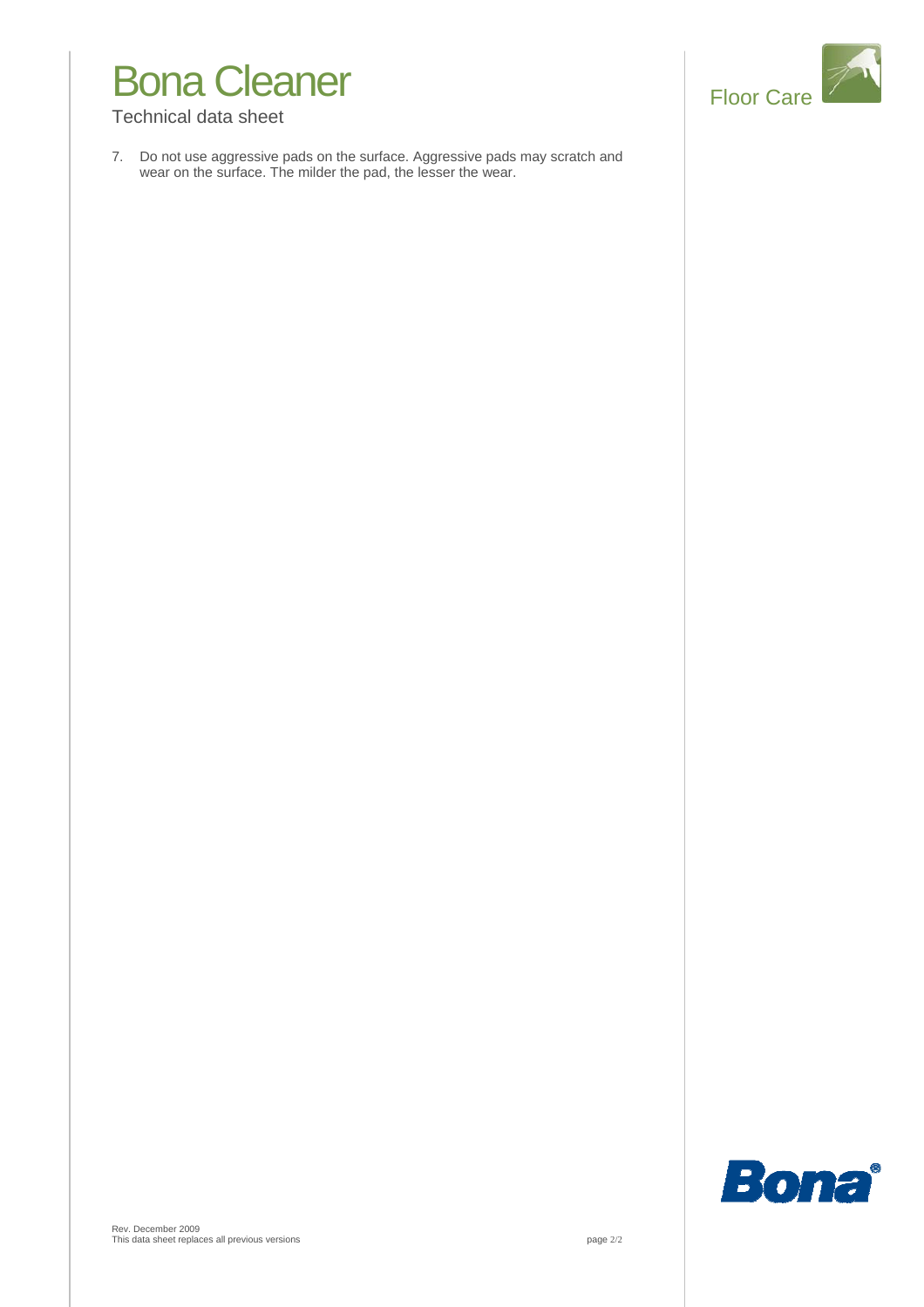7. Do not use aggressive pads on the surface. Aggressive pads may scratch and wear on the surface. The milder the pad, the lesser the wear.

Rev. December 2009
This data sheet replaces all previous versions